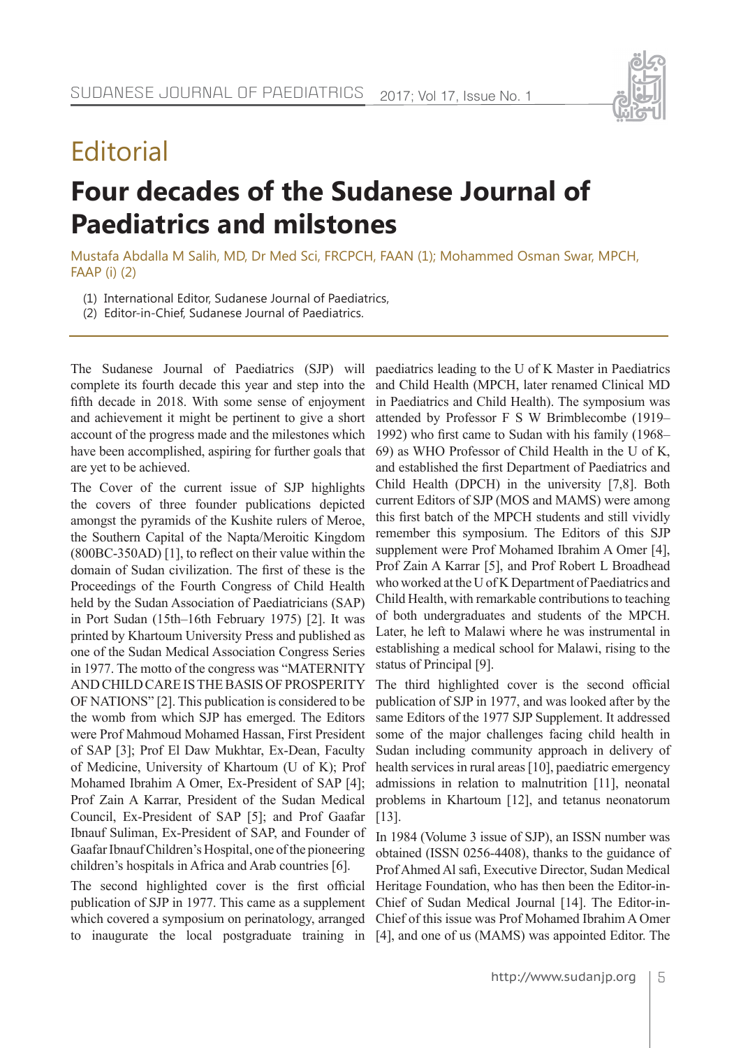# Editorial

## Four decades of the Sudanese Journal of Paediatrics and milstones

Mustafa Abdalla M Salih, MD, Dr Med Sci, FRCPCH, FAAN (1); Mohammed Osman Swar, MPCH, FAAP (i) (2)

(1) International Editor, Sudanese Journal of Paediatrics,
(2) Editor-in-Chief, Sudanese Journal of Paediatrics.

The Sudanese Journal of Paediatrics (SJP) will complete its fourth decade this year and step into the fifth decade in 2018. With some sense of enjoyment and achievement it might be pertinent to give a short account of the progress made and the milestones which have been accomplished, aspiring for further goals that are yet to be achieved.

The Cover of the current issue of SJP highlights the covers of three founder publications depicted amongst the pyramids of the Kushite rulers of Meroe, the Southern Capital of the Napta/Meroitic Kingdom (800BC-350AD) [1], to reflect on their value within the domain of Sudan civilization. The first of these is the Proceedings of the Fourth Congress of Child Health held by the Sudan Association of Paediatricians (SAP) in Port Sudan (15th–16th February 1975) [2]. It was printed by Khartoum University Press and published as one of the Sudan Medical Association Congress Series in 1977. The motto of the congress was "MATERNITY AND CHILD CARE IS THE BASIS OF PROSPERITY OF NATIONS" [2]. This publication is considered to be the womb from which SJP has emerged. The Editors were Prof Mahmoud Mohamed Hassan, First President of SAP [3]; Prof El Daw Mukhtar, Ex-Dean, Faculty of Medicine, University of Khartoum (U of K); Prof Mohamed Ibrahim A Omer, Ex-President of SAP [4]; Prof Zain A Karrar, President of the Sudan Medical Council, Ex-President of SAP [5]; and Prof Gaafar Ibnauf Suliman, Ex-President of SAP, and Founder of Gaafar Ibnauf Children's Hospital, one of the pioneering children's hospitals in Africa and Arab countries [6].

The second highlighted cover is the first official publication of SJP in 1977. This came as a supplement which covered a symposium on perinatology, arranged to inaugurate the local postgraduate training in paediatrics leading to the U of K Master in Paediatrics and Child Health (MPCH, later renamed Clinical MD in Paediatrics and Child Health). The symposium was attended by Professor F S W Brimblecombe (1919–1992) who first came to Sudan with his family (1968–69) as WHO Professor of Child Health in the U of K, and established the first Department of Paediatrics and Child Health (DPCH) in the university [7,8]. Both current Editors of SJP (MOS and MAMS) were among this first batch of the MPCH students and still vividly remember this symposium. The Editors of this SJP supplement were Prof Mohamed Ibrahim A Omer [4], Prof Zain A Karrar [5], and Prof Robert L Broadhead who worked at the U of K Department of Paediatrics and Child Health, with remarkable contributions to teaching of both undergraduates and students of the MPCH. Later, he left to Malawi where he was instrumental in establishing a medical school for Malawi, rising to the status of Principal [9].

The third highlighted cover is the second official publication of SJP in 1977, and was looked after by the same Editors of the 1977 SJP Supplement. It addressed some of the major challenges facing child health in Sudan including community approach in delivery of health services in rural areas [10], paediatric emergency admissions in relation to malnutrition [11], neonatal problems in Khartoum [12], and tetanus neonatorum [13].

In 1984 (Volume 3 issue of SJP), an ISSN number was obtained (ISSN 0256-4408), thanks to the guidance of Prof Ahmed Al safi, Executive Director, Sudan Medical Heritage Foundation, who has then been the Editor-in-Chief of Sudan Medical Journal [14]. The Editor-in-Chief of this issue was Prof Mohamed Ibrahim A Omer [4], and one of us (MAMS) was appointed Editor. The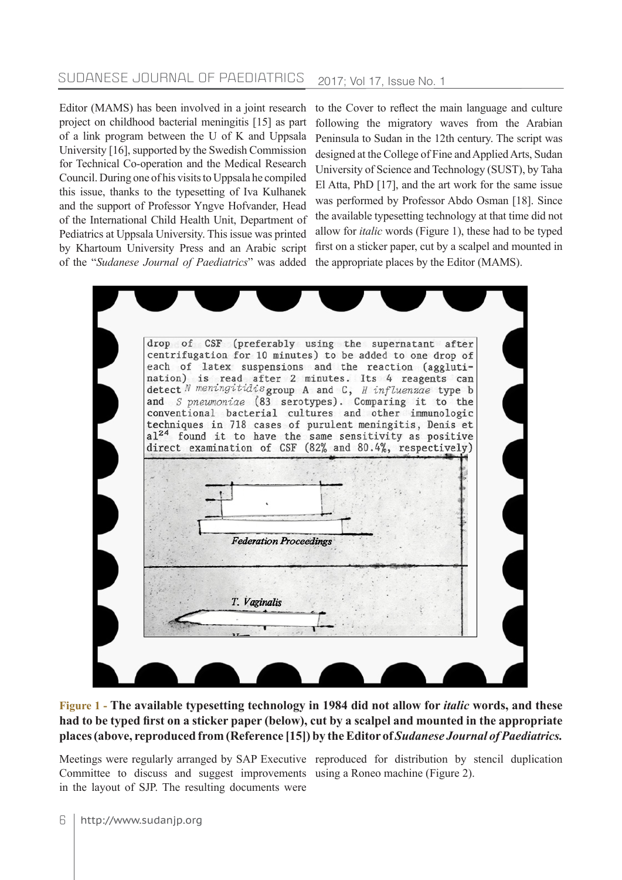Editor (MAMS) has been involved in a joint research project on childhood bacterial meningitis [15] as part of a link program between the U of K and Uppsala University [16], supported by the Swedish Commission for Technical Co-operation and the Medical Research Council. During one of his visits to Uppsala he compiled this issue, thanks to the typesetting of Iva Kulhanek and the support of Professor Yngve Hofvander, Head of the International Child Health Unit, Department of Pediatrics at Uppsala University. This issue was printed by Khartoum University Press and an Arabic script of the "*Sudanese Journal of Paediatrics*" was added to the Cover to reflect the main language and culture following the migratory waves from the Arabian Peninsula to Sudan in the 12th century. The script was designed at the College of Fine and Applied Arts, Sudan University of Science and Technology (SUST), by Taha El Atta, PhD [17], and the art work for the same issue was performed by Professor Abdo Osman [18]. Since the available typesetting technology at that time did not allow for *italic* words (Figure 1), these had to be typed first on a sticker paper, cut by a scalpel and mounted in the appropriate places by the Editor (MAMS).

**Figure 1 - The available typesetting technology in 1984 did not allow for *italic* words, and these had to be typed first on a sticker paper (below), cut by a scalpel and mounted in the appropriate places (above, reproduced from (Reference [15]) by the Editor of *Sudanese Journal of Paediatrics.***

Meetings were regularly arranged by SAP Executive Committee to discuss and suggest improvements in the layout of SJP. The resulting documents were reproduced for distribution by stencil duplication using a Roneo machine (Figure 2).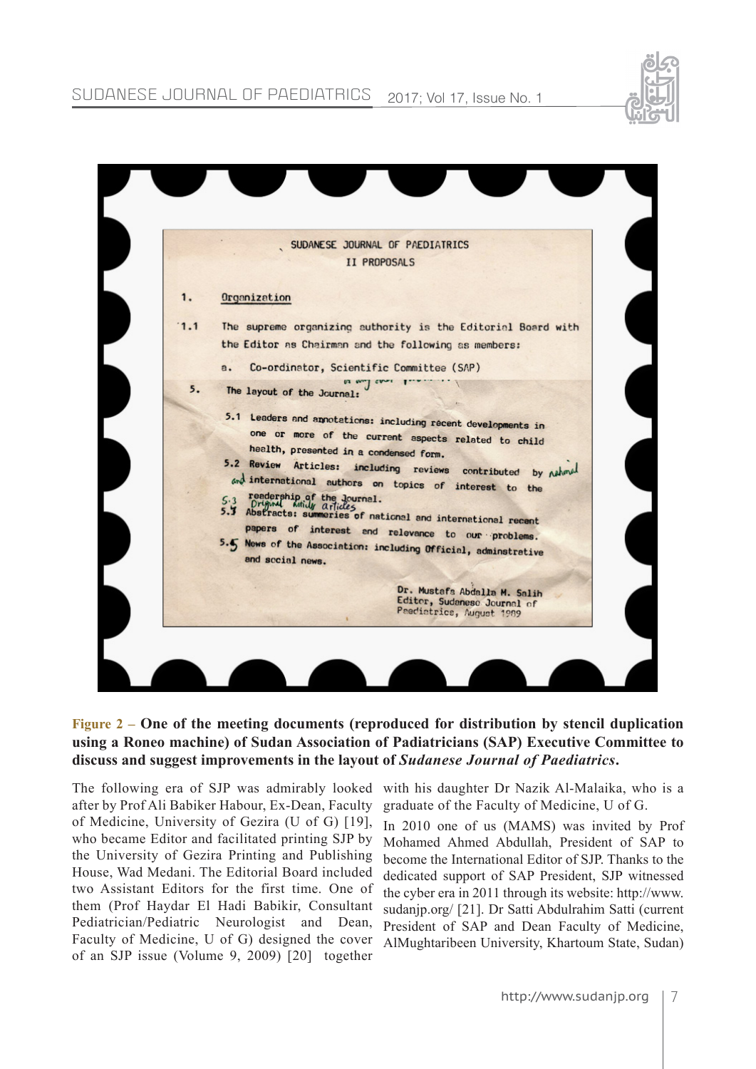SUDANESE JOURNAL OF PAEDIATRICS

II PROPOSALS

1. Organization

1.1 The supreme organizing authority is the Editorial Board with the Editor as Chairman and the following as members:

a. Co-ordinator, Scientific Committee (SAP)

5. The layout of the Journal:

5.1 Leaders and annotations: including recent developments in one or more of the current aspects related to child health, presented in a condensed form.

5.2 Review Articles: including reviews contributed by national and international authors on topics of interest to the readership of the Journal.

5.3 Original articles

5.4 Abstracts: summaries of national and international recent papers of interest and relevance to our problems.

5.5 News of the Association: including Official, administrative and social news.

Dr. Mustafa Abdalla M. Salih
Editor, Sudanese Journal of Paediatrics, August 1989

**Figure 2** – **One of the meeting documents (reproduced for distribution by stencil duplication using a Roneo machine) of Sudan Association of Padiatricians (SAP) Executive Committee to discuss and suggest improvements in the layout of *Sudanese Journal of Paediatrics*.**

The following era of SJP was admirably looked after by Prof Ali Babiker Habour, Ex-Dean, Faculty of Medicine, University of Gezira (U of G) [19], who became Editor and facilitated printing SJP by the University of Gezira Printing and Publishing House, Wad Medani. The Editorial Board included two Assistant Editors for the first time. One of them (Prof Haydar El Hadi Babikir, Consultant Pediatrician/Pediatric Neurologist and Dean, Faculty of Medicine, U of G) designed the cover of an SJP issue (Volume 9, 2009) [20] together with his daughter Dr Nazik Al-Malaika, who is a graduate of the Faculty of Medicine, U of G.

In 2010 one of us (MAMS) was invited by Prof Mohamed Ahmed Abdullah, President of SAP to become the International Editor of SJP. Thanks to the dedicated support of SAP President, SJP witnessed the cyber era in 2011 through its website: http://www.sudanjp.org/ [21]. Dr Satti Abdulrahim Satti (current President of SAP and Dean Faculty of Medicine, AlMughtaribeen University, Khartoum State, Sudan)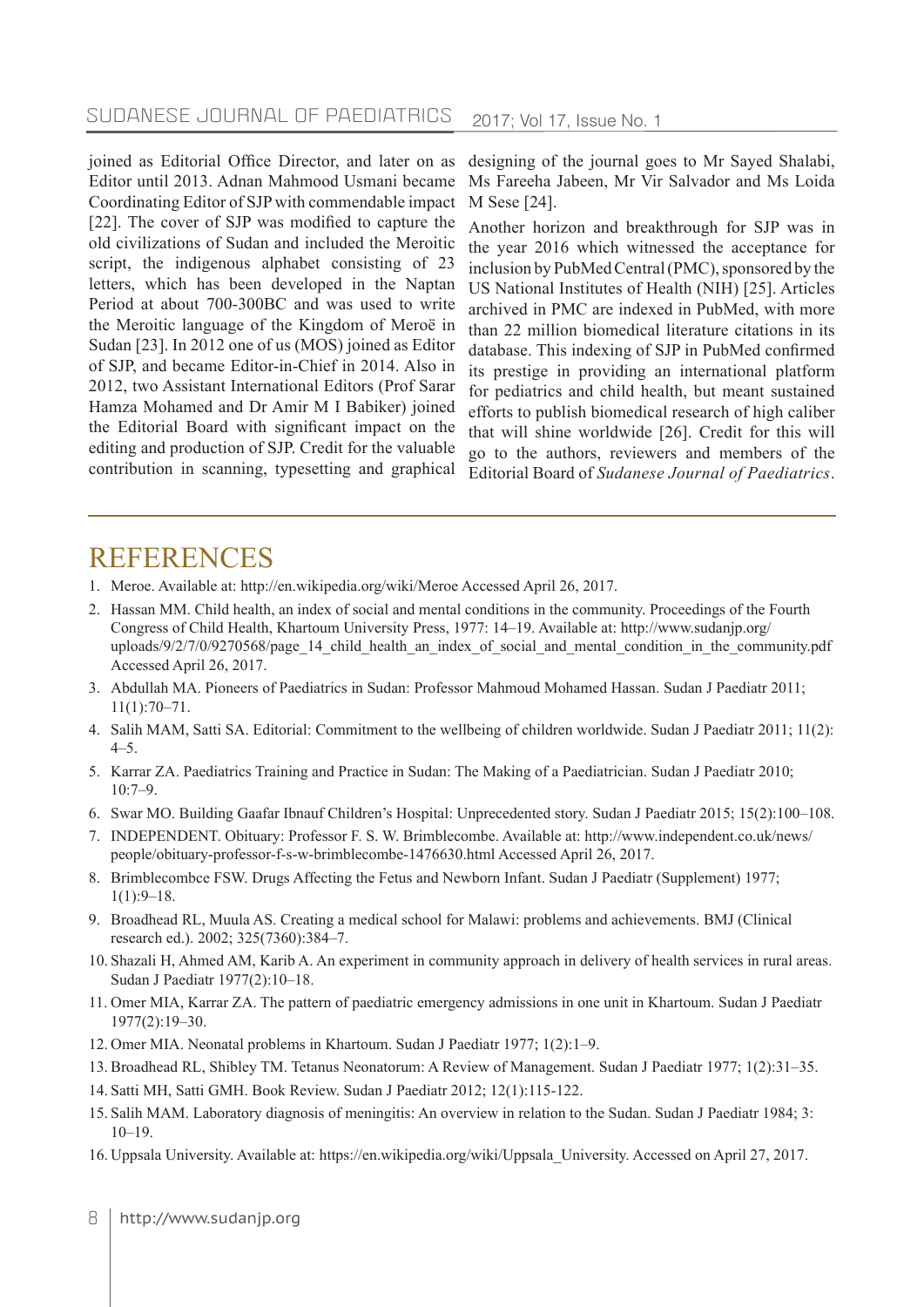joined as Editorial Office Director, and later on as Editor until 2013. Adnan Mahmood Usmani became Coordinating Editor of SJP with commendable impact [22]. The cover of SJP was modified to capture the old civilizations of Sudan and included the Meroitic script, the indigenous alphabet consisting of 23 letters, which has been developed in the Naptan Period at about 700-300BC and was used to write the Meroitic language of the Kingdom of Meroë in Sudan [23]. In 2012 one of us (MOS) joined as Editor of SJP, and became Editor-in-Chief in 2014. Also in 2012, two Assistant International Editors (Prof Sarar Hamza Mohamed and Dr Amir M I Babiker) joined the Editorial Board with significant impact on the editing and production of SJP. Credit for the valuable contribution in scanning, typesetting and graphical designing of the journal goes to Mr Sayed Shalabi, Ms Fareeha Jabeen, Mr Vir Salvador and Ms Loida M Sese [24].

Another horizon and breakthrough for SJP was in the year 2016 which witnessed the acceptance for inclusion by PubMed Central (PMC), sponsored by the US National Institutes of Health (NIH) [25]. Articles archived in PMC are indexed in PubMed, with more than 22 million biomedical literature citations in its database. This indexing of SJP in PubMed confirmed its prestige in providing an international platform for pediatrics and child health, but meant sustained efforts to publish biomedical research of high caliber that will shine worldwide [26]. Credit for this will go to the authors, reviewers and members of the Editorial Board of *Sudanese Journal of Paediatrics*.

# REFERENCES

1. Meroe. Available at: http://en.wikipedia.org/wiki/Meroe Accessed April 26, 2017.
2. Hassan MM. Child health, an index of social and mental conditions in the community. Proceedings of the Fourth Congress of Child Health, Khartoum University Press, 1977: 14–19. Available at: http://www.sudanjp.org/uploads/9/2/7/0/9270568/page_14_child_health_an_index_of_social_and_mental_condition_in_the_community.pdf Accessed April 26, 2017.
3. Abdullah MA. Pioneers of Paediatrics in Sudan: Professor Mahmoud Mohamed Hassan. Sudan J Paediatr 2011; 11(1):70–71.
4. Salih MAM, Satti SA. Editorial: Commitment to the wellbeing of children worldwide. Sudan J Paediatr 2011; 11(2): 4–5.
5. Karrar ZA. Paediatrics Training and Practice in Sudan: The Making of a Paediatrician. Sudan J Paediatr 2010; 10:7–9.
6. Swar MO. Building Gaafar Ibnauf Children's Hospital: Unprecedented story. Sudan J Paediatr 2015; 15(2):100–108.
7. INDEPENDENT. Obituary: Professor F. S. W. Brimblecombe. Available at: http://www.independent.co.uk/news/people/obituary-professor-f-s-w-brimblecombe-1476630.html Accessed April 26, 2017.
8. Brimblecombce FSW. Drugs Affecting the Fetus and Newborn Infant. Sudan J Paediatr (Supplement) 1977; 1(1):9–18.
9. Broadhead RL, Muula AS. Creating a medical school for Malawi: problems and achievements. BMJ (Clinical research ed.). 2002; 325(7360):384–7.
10. Shazali H, Ahmed AM, Karib A. An experiment in community approach in delivery of health services in rural areas. Sudan J Paediatr 1977(2):10–18.
11. Omer MIA, Karrar ZA. The pattern of paediatric emergency admissions in one unit in Khartoum. Sudan J Paediatr 1977(2):19–30.
12. Omer MIA. Neonatal problems in Khartoum. Sudan J Paediatr 1977; 1(2):1–9.
13. Broadhead RL, Shibley TM. Tetanus Neonatorum: A Review of Management. Sudan J Paediatr 1977; 1(2):31–35.
14. Satti MH, Satti GMH. Book Review. Sudan J Paediatr 2012; 12(1):115-122.
15. Salih MAM. Laboratory diagnosis of meningitis: An overview in relation to the Sudan. Sudan J Paediatr 1984; 3: 10–19.
16. Uppsala University. Available at: https://en.wikipedia.org/wiki/Uppsala_University. Accessed on April 27, 2017.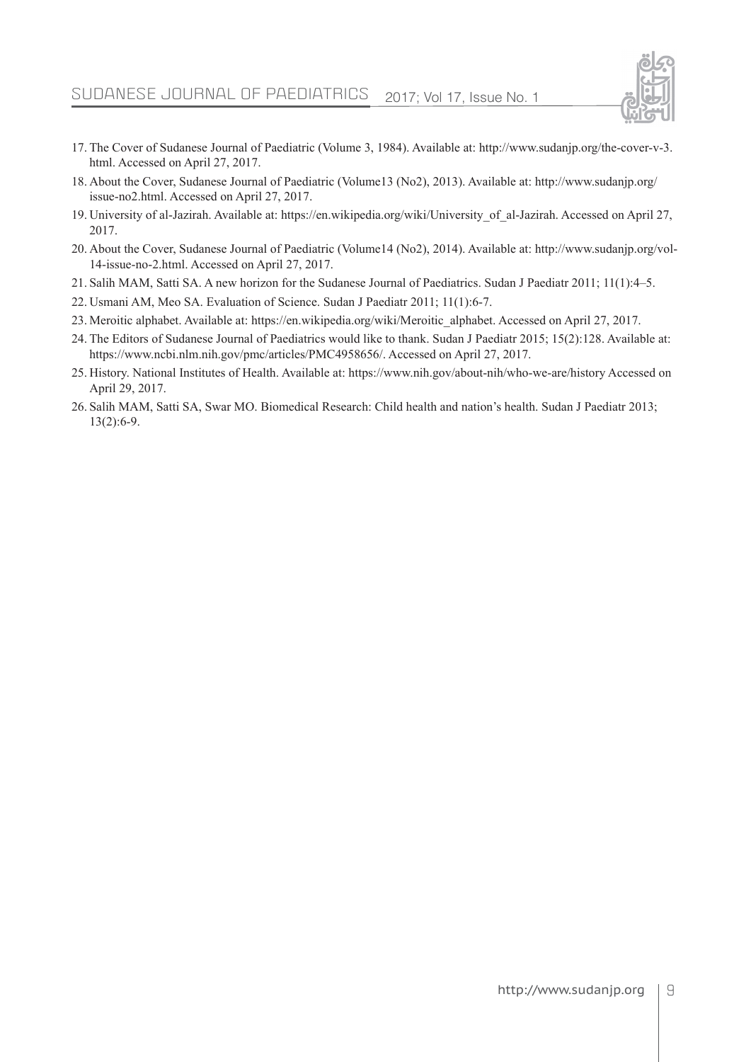17. The Cover of Sudanese Journal of Paediatric (Volume 3, 1984). Available at: http://www.sudanjp.org/the-cover-v-3.html. Accessed on April 27, 2017.
18. About the Cover, Sudanese Journal of Paediatric (Volume13 (No2), 2013). Available at: http://www.sudanjp.org/issue-no2.html. Accessed on April 27, 2017.
19. University of al-Jazirah. Available at: https://en.wikipedia.org/wiki/University_of_al-Jazirah. Accessed on April 27, 2017.
20. About the Cover, Sudanese Journal of Paediatric (Volume14 (No2), 2014). Available at: http://www.sudanjp.org/vol-14-issue-no-2.html. Accessed on April 27, 2017.
21. Salih MAM, Satti SA. A new horizon for the Sudanese Journal of Paediatrics. Sudan J Paediatr 2011; 11(1):4–5.
22. Usmani AM, Meo SA. Evaluation of Science. Sudan J Paediatr 2011; 11(1):6-7.
23. Meroitic alphabet. Available at: https://en.wikipedia.org/wiki/Meroitic_alphabet. Accessed on April 27, 2017.
24. The Editors of Sudanese Journal of Paediatrics would like to thank. Sudan J Paediatr 2015; 15(2):128. Available at: https://www.ncbi.nlm.nih.gov/pmc/articles/PMC4958656/. Accessed on April 27, 2017.
25. History. National Institutes of Health. Available at: https://www.nih.gov/about-nih/who-we-are/history Accessed on April 29, 2017.
26. Salih MAM, Satti SA, Swar MO. Biomedical Research: Child health and nation's health. Sudan J Paediatr 2013; 13(2):6-9.